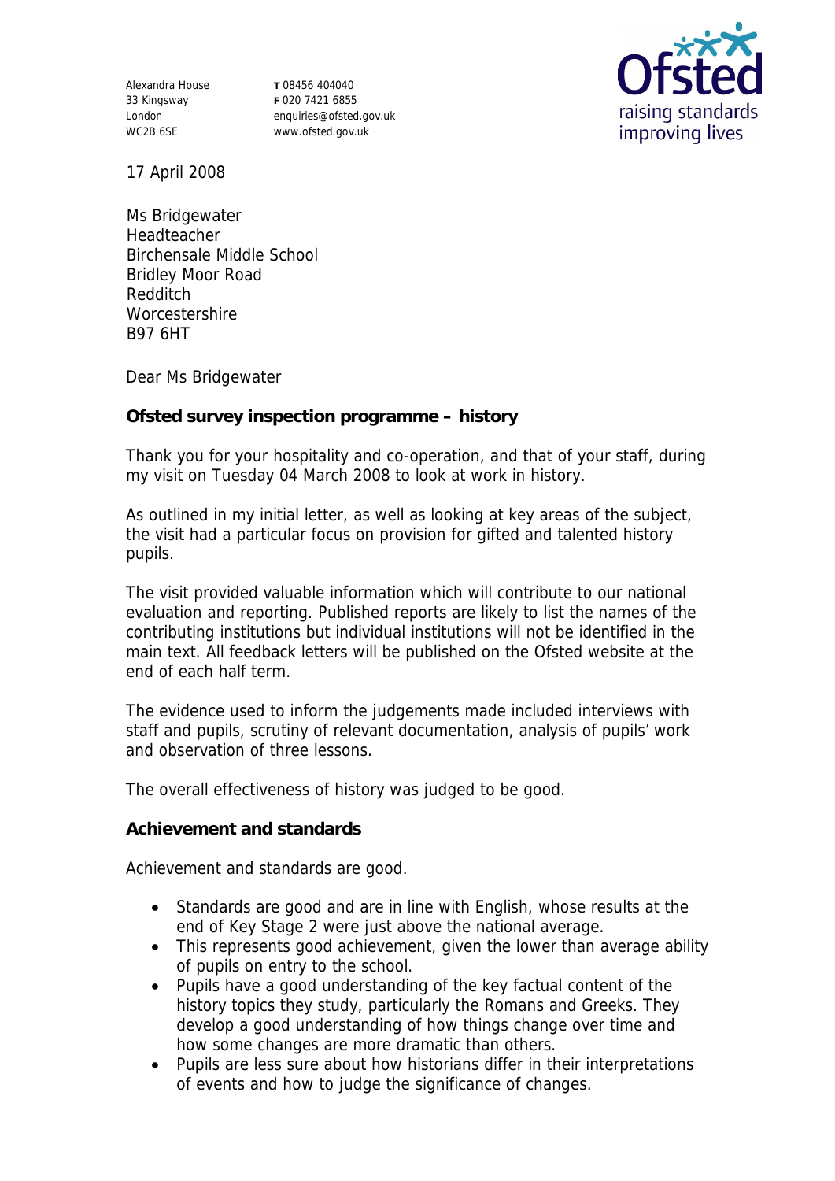Alexandra House
33 Kingsway
London
WC2B 6SE

**T** 08456 404040
**F** 020 7421 6855
enquiries@ofsted.gov.uk
www.ofsted.gov.uk

17 April 2008

Ms Bridgewater
Headteacher
Birchensale Middle School
Bridley Moor Road
Redditch
Worcestershire
B97 6HT

Dear Ms Bridgewater

**Ofsted survey inspection programme – history**

Thank you for your hospitality and co-operation, and that of your staff, during my visit on Tuesday 04 March 2008 to look at work in history.

As outlined in my initial letter, as well as looking at key areas of the subject, the visit had a particular focus on provision for gifted and talented history pupils.

The visit provided valuable information which will contribute to our national evaluation and reporting. Published reports are likely to list the names of the contributing institutions but individual institutions will not be identified in the main text. All feedback letters will be published on the Ofsted website at the end of each half term.

The evidence used to inform the judgements made included interviews with staff and pupils, scrutiny of relevant documentation, analysis of pupils' work and observation of three lessons.

The overall effectiveness of history was judged to be good.

**Achievement and standards**

Achievement and standards are good.

- Standards are good and are in line with English, whose results at the end of Key Stage 2 were just above the national average.
- This represents good achievement, given the lower than average ability of pupils on entry to the school.
- Pupils have a good understanding of the key factual content of the history topics they study, particularly the Romans and Greeks. They develop a good understanding of how things change over time and how some changes are more dramatic than others.
- Pupils are less sure about how historians differ in their interpretations of events and how to judge the significance of changes.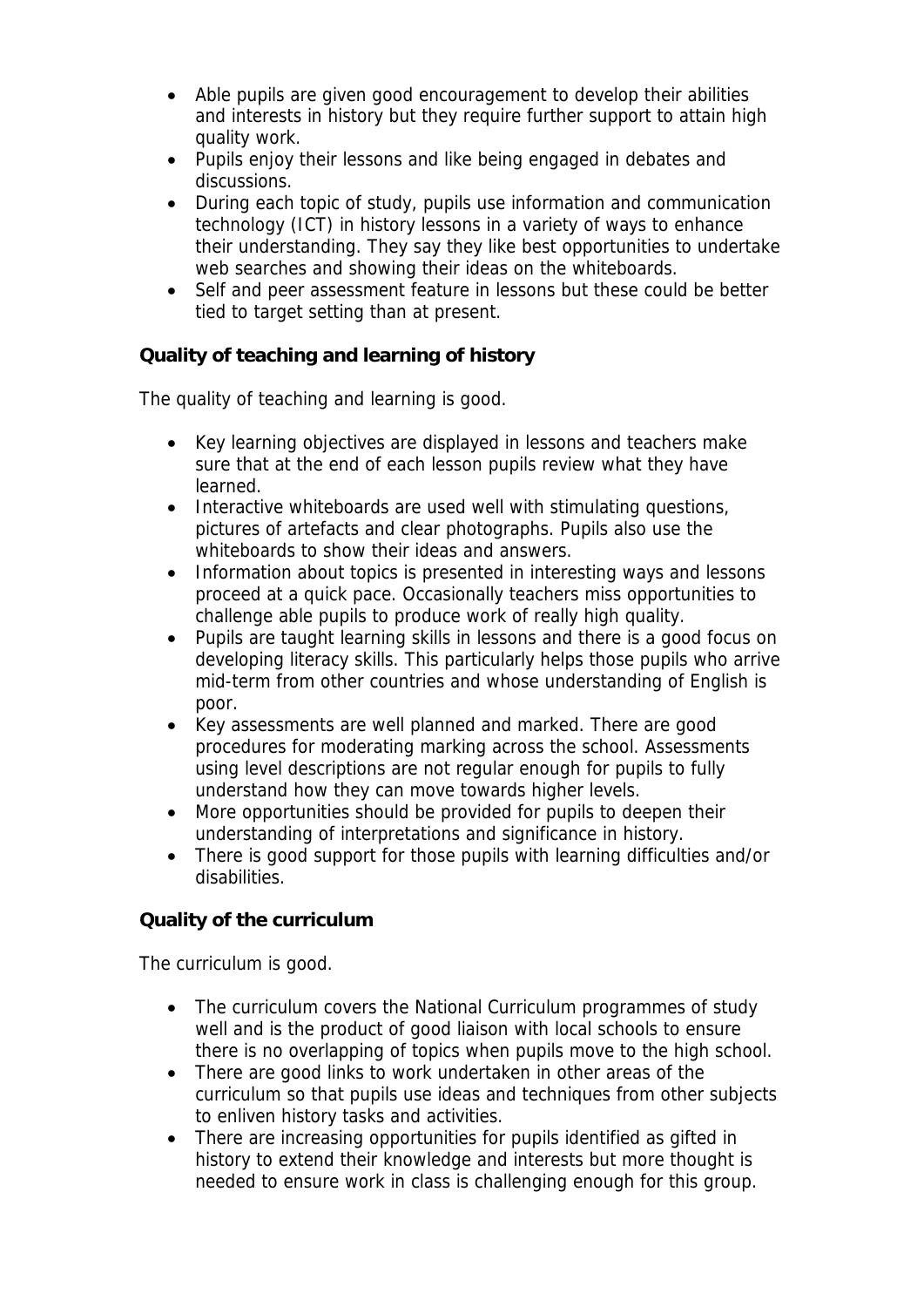- Able pupils are given good encouragement to develop their abilities and interests in history but they require further support to attain high quality work.
- Pupils enjoy their lessons and like being engaged in debates and discussions.
- During each topic of study, pupils use information and communication technology (ICT) in history lessons in a variety of ways to enhance their understanding. They say they like best opportunities to undertake web searches and showing their ideas on the whiteboards.
- Self and peer assessment feature in lessons but these could be better tied to target setting than at present.

**Quality of teaching and learning of history**

The quality of teaching and learning is good.

- Key learning objectives are displayed in lessons and teachers make sure that at the end of each lesson pupils review what they have learned.
- Interactive whiteboards are used well with stimulating questions, pictures of artefacts and clear photographs. Pupils also use the whiteboards to show their ideas and answers.
- Information about topics is presented in interesting ways and lessons proceed at a quick pace. Occasionally teachers miss opportunities to challenge able pupils to produce work of really high quality.
- Pupils are taught learning skills in lessons and there is a good focus on developing literacy skills. This particularly helps those pupils who arrive mid-term from other countries and whose understanding of English is poor.
- Key assessments are well planned and marked. There are good procedures for moderating marking across the school. Assessments using level descriptions are not regular enough for pupils to fully understand how they can move towards higher levels.
- More opportunities should be provided for pupils to deepen their understanding of interpretations and significance in history.
- There is good support for those pupils with learning difficulties and/or disabilities.

**Quality of the curriculum**

The curriculum is good.

- The curriculum covers the National Curriculum programmes of study well and is the product of good liaison with local schools to ensure there is no overlapping of topics when pupils move to the high school.
- There are good links to work undertaken in other areas of the curriculum so that pupils use ideas and techniques from other subjects to enliven history tasks and activities.
- There are increasing opportunities for pupils identified as gifted in history to extend their knowledge and interests but more thought is needed to ensure work in class is challenging enough for this group.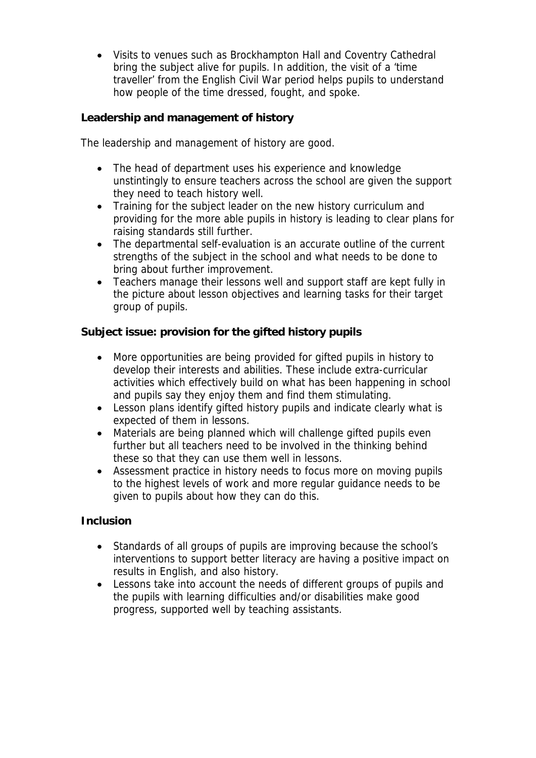- Visits to venues such as Brockhampton Hall and Coventry Cathedral bring the subject alive for pupils. In addition, the visit of a 'time traveller' from the English Civil War period helps pupils to understand how people of the time dressed, fought, and spoke.

**Leadership and management of history**

The leadership and management of history are good.

- The head of department uses his experience and knowledge unstintingly to ensure teachers across the school are given the support they need to teach history well.
- Training for the subject leader on the new history curriculum and providing for the more able pupils in history is leading to clear plans for raising standards still further.
- The departmental self-evaluation is an accurate outline of the current strengths of the subject in the school and what needs to be done to bring about further improvement.
- Teachers manage their lessons well and support staff are kept fully in the picture about lesson objectives and learning tasks for their target group of pupils.

**Subject issue: provision for the gifted history pupils**

- More opportunities are being provided for gifted pupils in history to develop their interests and abilities. These include extra-curricular activities which effectively build on what has been happening in school and pupils say they enjoy them and find them stimulating.
- Lesson plans identify gifted history pupils and indicate clearly what is expected of them in lessons.
- Materials are being planned which will challenge gifted pupils even further but all teachers need to be involved in the thinking behind these so that they can use them well in lessons.
- Assessment practice in history needs to focus more on moving pupils to the highest levels of work and more regular guidance needs to be given to pupils about how they can do this.

**Inclusion**

- Standards of all groups of pupils are improving because the school's interventions to support better literacy are having a positive impact on results in English, and also history.
- Lessons take into account the needs of different groups of pupils and the pupils with learning difficulties and/or disabilities make good progress, supported well by teaching assistants.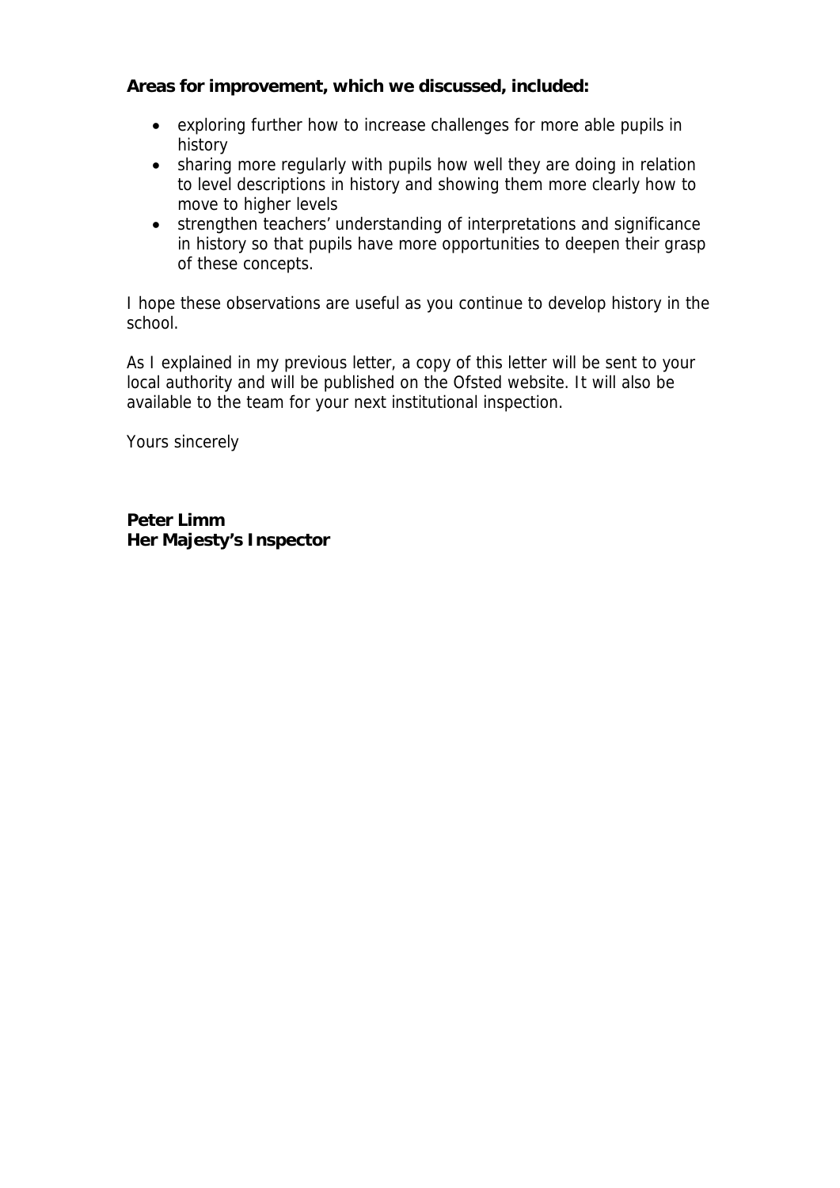**Areas for improvement, which we discussed, included:**

- exploring further how to increase challenges for more able pupils in history
- sharing more regularly with pupils how well they are doing in relation to level descriptions in history and showing them more clearly how to move to higher levels
- strengthen teachers' understanding of interpretations and significance in history so that pupils have more opportunities to deepen their grasp of these concepts.

I hope these observations are useful as you continue to develop history in the school.

As I explained in my previous letter, a copy of this letter will be sent to your local authority and will be published on the Ofsted website. It will also be available to the team for your next institutional inspection.

Yours sincerely

**Peter Limm**
**Her Majesty's Inspector**